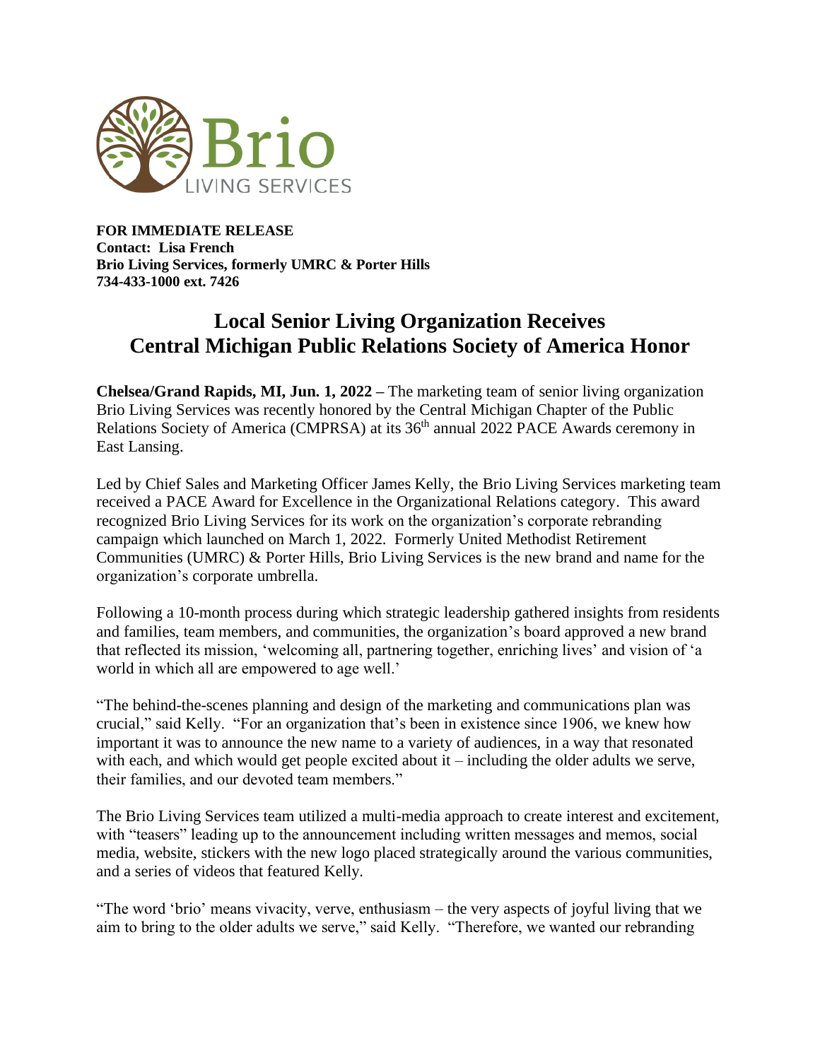**FOR IMMEDIATE RELEASE**
**Contact: Lisa French**
**Brio Living Services, formerly UMRC & Porter Hills**
**734-433-1000 ext. 7426**

# Local Senior Living Organization Receives Central Michigan Public Relations Society of America Honor

**Chelsea/Grand Rapids, MI, Jun. 1, 2022 –** The marketing team of senior living organization Brio Living Services was recently honored by the Central Michigan Chapter of the Public Relations Society of America (CMPRSA) at its 36th annual 2022 PACE Awards ceremony in East Lansing.

Led by Chief Sales and Marketing Officer James Kelly, the Brio Living Services marketing team received a PACE Award for Excellence in the Organizational Relations category. This award recognized Brio Living Services for its work on the organization's corporate rebranding campaign which launched on March 1, 2022. Formerly United Methodist Retirement Communities (UMRC) & Porter Hills, Brio Living Services is the new brand and name for the organization's corporate umbrella.

Following a 10-month process during which strategic leadership gathered insights from residents and families, team members, and communities, the organization's board approved a new brand that reflected its mission, 'welcoming all, partnering together, enriching lives' and vision of 'a world in which all are empowered to age well.'

"The behind-the-scenes planning and design of the marketing and communications plan was crucial," said Kelly. "For an organization that's been in existence since 1906, we knew how important it was to announce the new name to a variety of audiences, in a way that resonated with each, and which would get people excited about it – including the older adults we serve, their families, and our devoted team members."

The Brio Living Services team utilized a multi-media approach to create interest and excitement, with "teasers" leading up to the announcement including written messages and memos, social media, website, stickers with the new logo placed strategically around the various communities, and a series of videos that featured Kelly.

"The word 'brio' means vivacity, verve, enthusiasm – the very aspects of joyful living that we aim to bring to the older adults we serve," said Kelly. "Therefore, we wanted our rebranding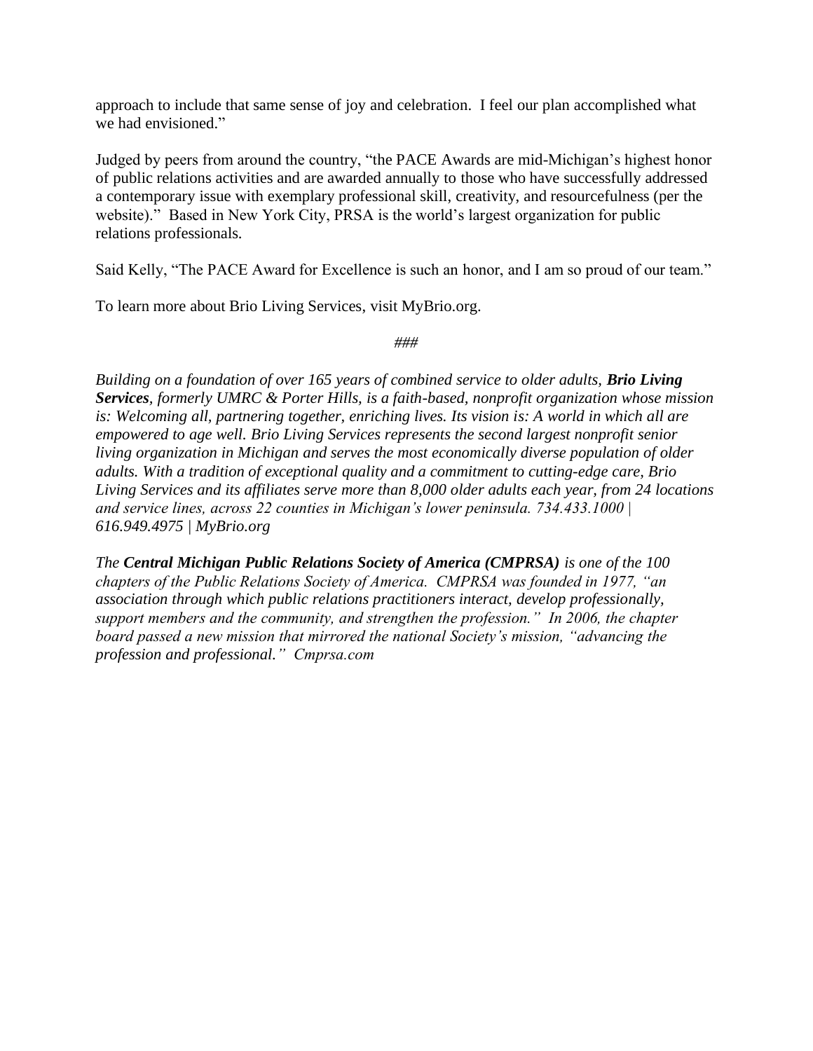approach to include that same sense of joy and celebration.  I feel our plan accomplished what we had envisioned."

Judged by peers from around the country, "the PACE Awards are mid-Michigan's highest honor of public relations activities and are awarded annually to those who have successfully addressed a contemporary issue with exemplary professional skill, creativity, and resourcefulness (per the website)."  Based in New York City, PRSA is the world's largest organization for public relations professionals.

Said Kelly, "The PACE Award for Excellence is such an honor, and I am so proud of our team."

To learn more about Brio Living Services, visit MyBrio.org.

*###*

*Building on a foundation of over 165 years of combined service to older adults, **Brio Living Services**, formerly UMRC & Porter Hills, is a faith-based, nonprofit organization whose mission is: Welcoming all, partnering together, enriching lives. Its vision is: A world in which all are empowered to age well. Brio Living Services represents the second largest nonprofit senior living organization in Michigan and serves the most economically diverse population of older adults. With a tradition of exceptional quality and a commitment to cutting-edge care, Brio Living Services and its affiliates serve more than 8,000 older adults each year, from 24 locations and service lines, across 22 counties in Michigan's lower peninsula. 734.433.1000 | 616.949.4975 | MyBrio.org*

*The **Central Michigan Public Relations Society of America (CMPRSA)** is one of the 100 chapters of the Public Relations Society of America.  CMPRSA was founded in 1977, "an association through which public relations practitioners interact, develop professionally, support members and the community, and strengthen the profession."  In 2006, the chapter board passed a new mission that mirrored the national Society's mission, "advancing the profession and professional."  Cmprsa.com*